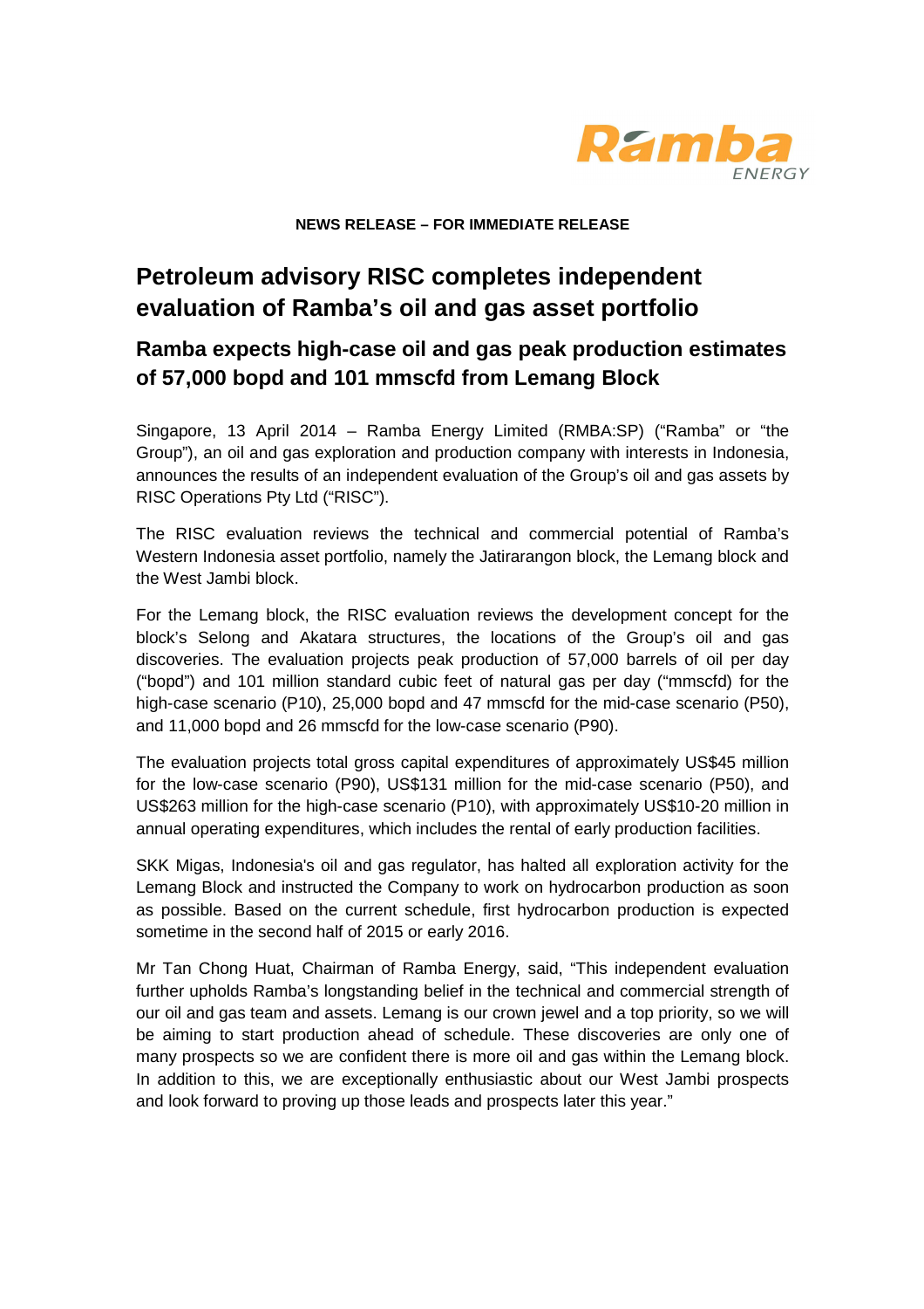Ramba ENERGY

**NEWS RELEASE – FOR IMMEDIATE RELEASE**

# Petroleum advisory RISC completes independent evaluation of Ramba's oil and gas asset portfolio

## Ramba expects high-case oil and gas peak production estimates of 57,000 bopd and 101 mmscfd from Lemang Block

Singapore, 13 April 2014 – Ramba Energy Limited (RMBA:SP) ("Ramba" or "the Group"), an oil and gas exploration and production company with interests in Indonesia, announces the results of an independent evaluation of the Group's oil and gas assets by RISC Operations Pty Ltd ("RISC").

The RISC evaluation reviews the technical and commercial potential of Ramba's Western Indonesia asset portfolio, namely the Jatirarangon block, the Lemang block and the West Jambi block.

For the Lemang block, the RISC evaluation reviews the development concept for the block's Selong and Akatara structures, the locations of the Group's oil and gas discoveries. The evaluation projects peak production of 57,000 barrels of oil per day ("bopd") and 101 million standard cubic feet of natural gas per day ("mmscfd) for the high-case scenario (P10), 25,000 bopd and 47 mmscfd for the mid-case scenario (P50), and 11,000 bopd and 26 mmscfd for the low-case scenario (P90).

The evaluation projects total gross capital expenditures of approximately US$45 million for the low-case scenario (P90), US$131 million for the mid-case scenario (P50), and US$263 million for the high-case scenario (P10), with approximately US$10-20 million in annual operating expenditures, which includes the rental of early production facilities.

SKK Migas, Indonesia's oil and gas regulator, has halted all exploration activity for the Lemang Block and instructed the Company to work on hydrocarbon production as soon as possible. Based on the current schedule, first hydrocarbon production is expected sometime in the second half of 2015 or early 2016.

Mr Tan Chong Huat, Chairman of Ramba Energy, said, "This independent evaluation further upholds Ramba's longstanding belief in the technical and commercial strength of our oil and gas team and assets. Lemang is our crown jewel and a top priority, so we will be aiming to start production ahead of schedule. These discoveries are only one of many prospects so we are confident there is more oil and gas within the Lemang block. In addition to this, we are exceptionally enthusiastic about our West Jambi prospects and look forward to proving up those leads and prospects later this year."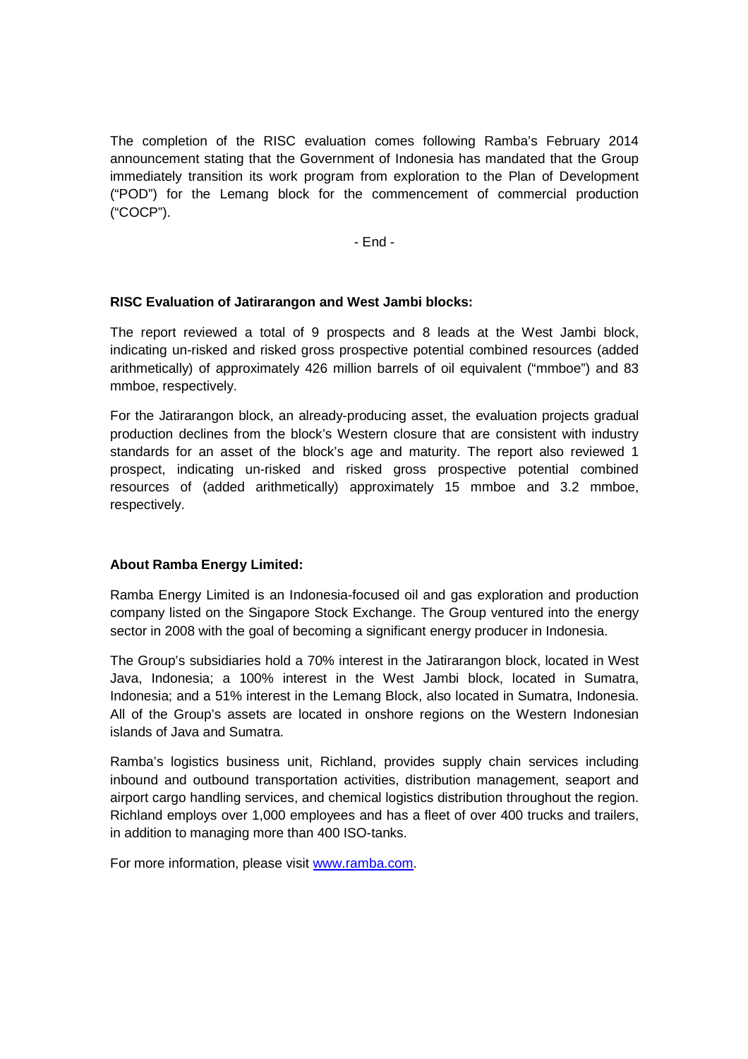The completion of the RISC evaluation comes following Ramba's February 2014 announcement stating that the Government of Indonesia has mandated that the Group immediately transition its work program from exploration to the Plan of Development ("POD") for the Lemang block for the commencement of commercial production ("COCP").

- End -

**RISC Evaluation of Jatirarangon and West Jambi blocks:**

The report reviewed a total of 9 prospects and 8 leads at the West Jambi block, indicating un-risked and risked gross prospective potential combined resources (added arithmetically) of approximately 426 million barrels of oil equivalent ("mmboe") and 83 mmboe, respectively.

For the Jatirarangon block, an already-producing asset, the evaluation projects gradual production declines from the block's Western closure that are consistent with industry standards for an asset of the block's age and maturity. The report also reviewed 1 prospect, indicating un-risked and risked gross prospective potential combined resources of (added arithmetically) approximately 15 mmboe and 3.2 mmboe, respectively.

**About Ramba Energy Limited:**

Ramba Energy Limited is an Indonesia-focused oil and gas exploration and production company listed on the Singapore Stock Exchange. The Group ventured into the energy sector in 2008 with the goal of becoming a significant energy producer in Indonesia.

The Group's subsidiaries hold a 70% interest in the Jatirarangon block, located in West Java, Indonesia; a 100% interest in the West Jambi block, located in Sumatra, Indonesia; and a 51% interest in the Lemang Block, also located in Sumatra, Indonesia. All of the Group's assets are located in onshore regions on the Western Indonesian islands of Java and Sumatra.

Ramba's logistics business unit, Richland, provides supply chain services including inbound and outbound transportation activities, distribution management, seaport and airport cargo handling services, and chemical logistics distribution throughout the region. Richland employs over 1,000 employees and has a fleet of over 400 trucks and trailers, in addition to managing more than 400 ISO-tanks.

For more information, please visit [www.ramba.com](http://www.ramba.com).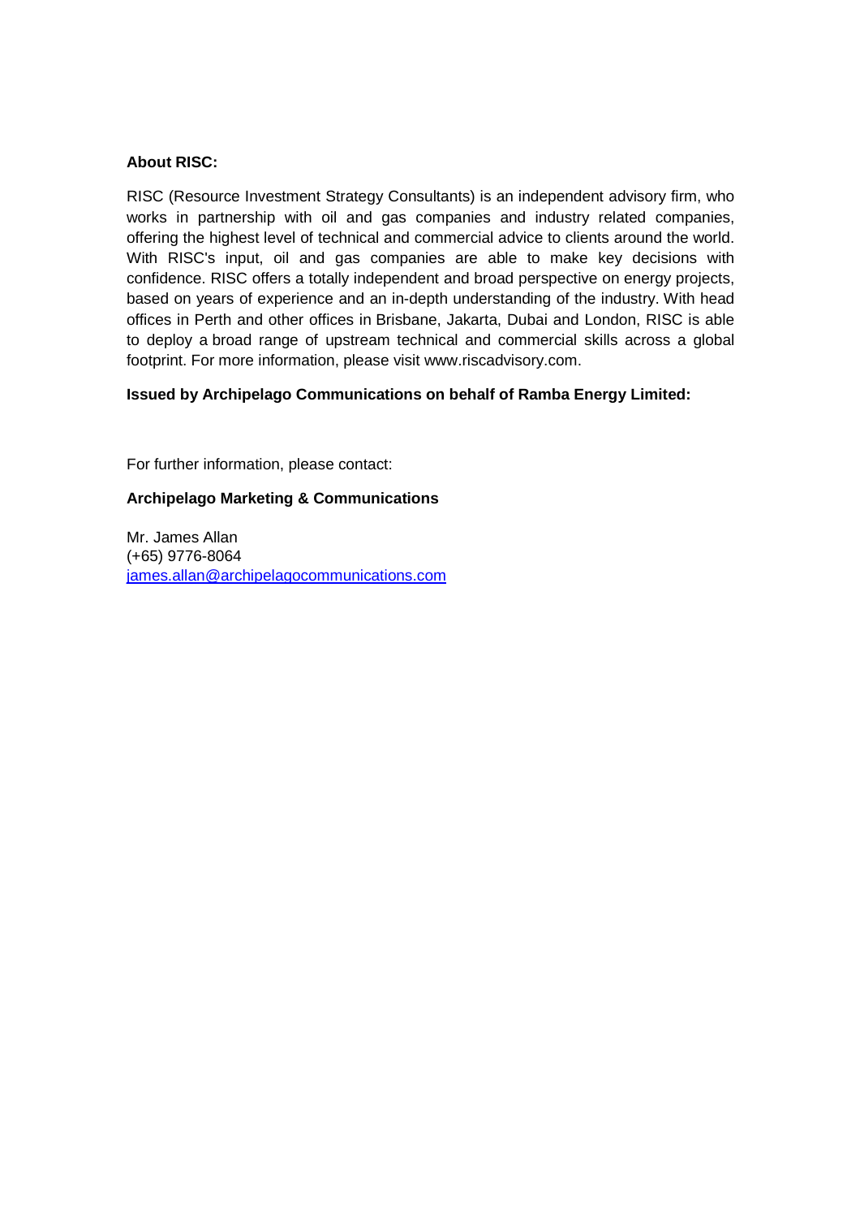**About RISC:**

RISC (Resource Investment Strategy Consultants) is an independent advisory firm, who works in partnership with oil and gas companies and industry related companies, offering the highest level of technical and commercial advice to clients around the world. With RISC's input, oil and gas companies are able to make key decisions with confidence. RISC offers a totally independent and broad perspective on energy projects, based on years of experience and an in-depth understanding of the industry. With head offices in Perth and other offices in Brisbane, Jakarta, Dubai and London, RISC is able to deploy a broad range of upstream technical and commercial skills across a global footprint. For more information, please visit www.riscadvisory.com.

**Issued by Archipelago Communications on behalf of Ramba Energy Limited:**

For further information, please contact:

**Archipelago Marketing & Communications**

Mr. James Allan
(+65) 9776-8064
james.allan@archipelagocommunications.com